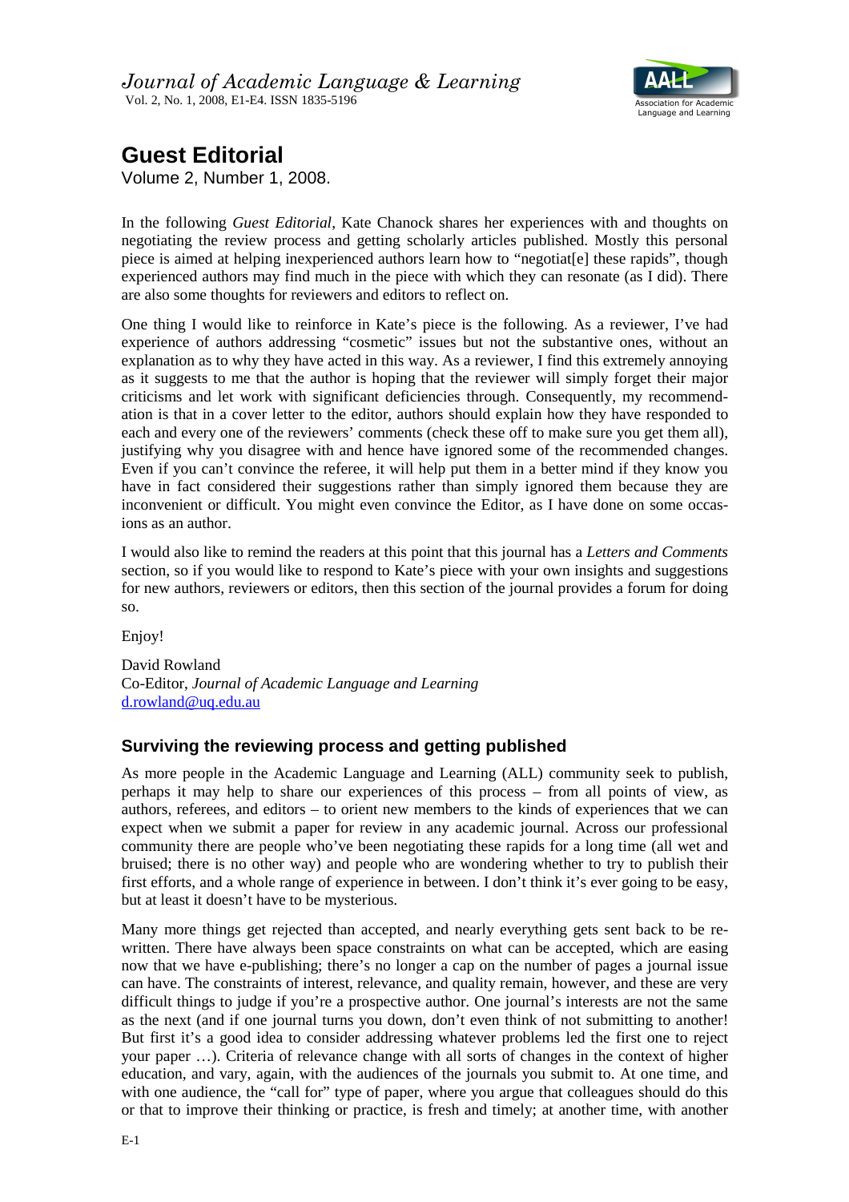# Guest Editorial

Volume 2, Number 1, 2008.

In the following *Guest Editorial*, Kate Chanock shares her experiences with and thoughts on negotiating the review process and getting scholarly articles published. Mostly this personal piece is aimed at helping inexperienced authors learn how to "negotiat[e] these rapids", though experienced authors may find much in the piece with which they can resonate (as I did). There are also some thoughts for reviewers and editors to reflect on.

One thing I would like to reinforce in Kate's piece is the following. As a reviewer, I've had experience of authors addressing "cosmetic" issues but not the substantive ones, without an explanation as to why they have acted in this way. As a reviewer, I find this extremely annoying as it suggests to me that the author is hoping that the reviewer will simply forget their major criticisms and let work with significant deficiencies through. Consequently, my recommendation is that in a cover letter to the editor, authors should explain how they have responded to each and every one of the reviewers' comments (check these off to make sure you get them all), justifying why you disagree with and hence have ignored some of the recommended changes. Even if you can't convince the referee, it will help put them in a better mind if they know you have in fact considered their suggestions rather than simply ignored them because they are inconvenient or difficult. You might even convince the Editor, as I have done on some occasions as an author.

I would also like to remind the readers at this point that this journal has a *Letters and Comments* section, so if you would like to respond to Kate's piece with your own insights and suggestions for new authors, reviewers or editors, then this section of the journal provides a forum for doing so.

Enjoy!

David Rowland
Co-Editor, *Journal of Academic Language and Learning*
d.rowland@uq.edu.au

## Surviving the reviewing process and getting published

As more people in the Academic Language and Learning (ALL) community seek to publish, perhaps it may help to share our experiences of this process – from all points of view, as authors, referees, and editors – to orient new members to the kinds of experiences that we can expect when we submit a paper for review in any academic journal. Across our professional community there are people who've been negotiating these rapids for a long time (all wet and bruised; there is no other way) and people who are wondering whether to try to publish their first efforts, and a whole range of experience in between. I don't think it's ever going to be easy, but at least it doesn't have to be mysterious.

Many more things get rejected than accepted, and nearly everything gets sent back to be rewritten. There have always been space constraints on what can be accepted, which are easing now that we have e-publishing; there's no longer a cap on the number of pages a journal issue can have. The constraints of interest, relevance, and quality remain, however, and these are very difficult things to judge if you're a prospective author. One journal's interests are not the same as the next (and if one journal turns you down, don't even think of not submitting to another! But first it's a good idea to consider addressing whatever problems led the first one to reject your paper …). Criteria of relevance change with all sorts of changes in the context of higher education, and vary, again, with the audiences of the journals you submit to. At one time, and with one audience, the "call for" type of paper, where you argue that colleagues should do this or that to improve their thinking or practice, is fresh and timely; at another time, with another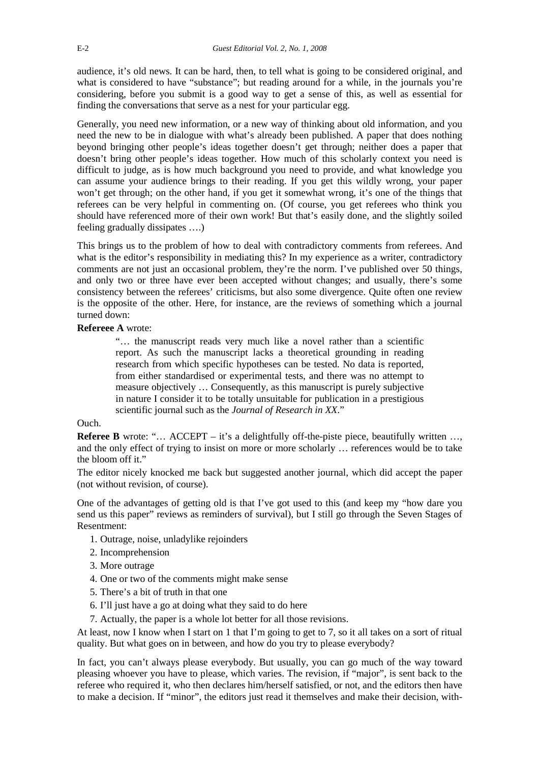audience, it's old news. It can be hard, then, to tell what is going to be considered original, and what is considered to have "substance"; but reading around for a while, in the journals you're considering, before you submit is a good way to get a sense of this, as well as essential for finding the conversations that serve as a nest for your particular egg.

Generally, you need new information, or a new way of thinking about old information, and you need the new to be in dialogue with what's already been published. A paper that does nothing beyond bringing other people's ideas together doesn't get through; neither does a paper that doesn't bring other people's ideas together. How much of this scholarly context you need is difficult to judge, as is how much background you need to provide, and what knowledge you can assume your audience brings to their reading. If you get this wildly wrong, your paper won't get through; on the other hand, if you get it somewhat wrong, it's one of the things that referees can be very helpful in commenting on. (Of course, you get referees who think you should have referenced more of their own work! But that's easily done, and the slightly soiled feeling gradually dissipates ….)

This brings us to the problem of how to deal with contradictory comments from referees. And what is the editor's responsibility in mediating this? In my experience as a writer, contradictory comments are not just an occasional problem, they're the norm. I've published over 50 things, and only two or three have ever been accepted without changes; and usually, there's some consistency between the referees' criticisms, but also some divergence. Quite often one review is the opposite of the other. Here, for instance, are the reviews of something which a journal turned down:

**Refereee A** wrote:

> "… the manuscript reads very much like a novel rather than a scientific report. As such the manuscript lacks a theoretical grounding in reading research from which specific hypotheses can be tested. No data is reported, from either standardised or experimental tests, and there was no attempt to measure objectively … Consequently, as this manuscript is purely subjective in nature I consider it to be totally unsuitable for publication in a prestigious scientific journal such as the *Journal of Research in XX*."

Ouch.

**Referee B** wrote: "… ACCEPT – it's a delightfully off-the-piste piece, beautifully written …, and the only effect of trying to insist on more or more scholarly … references would be to take the bloom off it."

The editor nicely knocked me back but suggested another journal, which did accept the paper (not without revision, of course).

One of the advantages of getting old is that I've got used to this (and keep my "how dare you send us this paper" reviews as reminders of survival), but I still go through the Seven Stages of Resentment:

1. Outrage, noise, unladylike rejoinders
2. Incomprehension
3. More outrage
4. One or two of the comments might make sense
5. There's a bit of truth in that one
6. I'll just have a go at doing what they said to do here
7. Actually, the paper is a whole lot better for all those revisions.

At least, now I know when I start on 1 that I'm going to get to 7, so it all takes on a sort of ritual quality. But what goes on in between, and how do you try to please everybody?

In fact, you can't always please everybody. But usually, you can go much of the way toward pleasing whoever you have to please, which varies. The revision, if "major", is sent back to the referee who required it, who then declares him/herself satisfied, or not, and the editors then have to make a decision. If "minor", the editors just read it themselves and make their decision, with-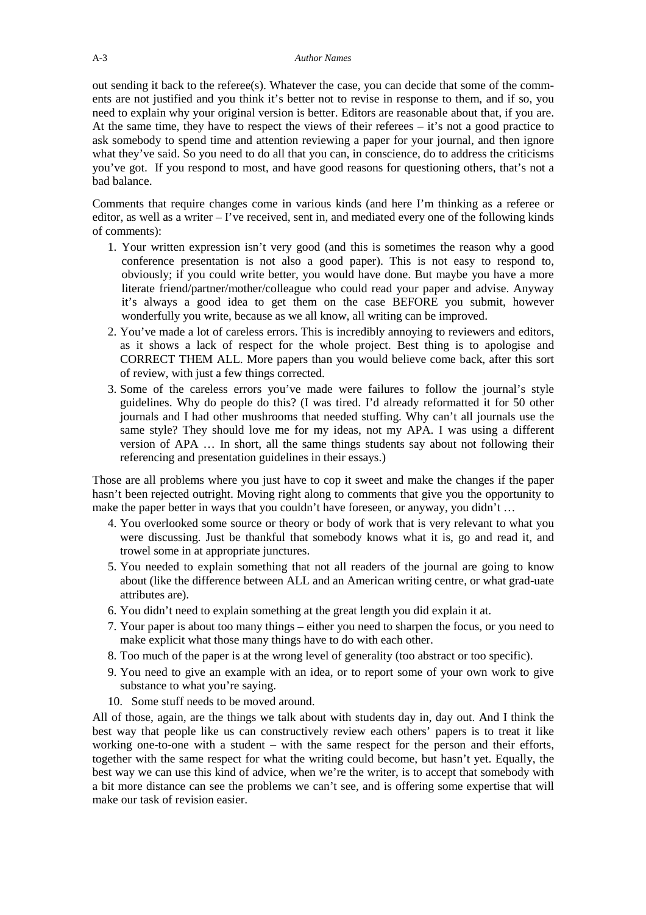out sending it back to the referee(s). Whatever the case, you can decide that some of the comments are not justified and you think it's better not to revise in response to them, and if so, you need to explain why your original version is better. Editors are reasonable about that, if you are. At the same time, they have to respect the views of their referees – it's not a good practice to ask somebody to spend time and attention reviewing a paper for your journal, and then ignore what they've said. So you need to do all that you can, in conscience, do to address the criticisms you've got. If you respond to most, and have good reasons for questioning others, that's not a bad balance.

Comments that require changes come in various kinds (and here I'm thinking as a referee or editor, as well as a writer – I've received, sent in, and mediated every one of the following kinds of comments):

1. Your written expression isn't very good (and this is sometimes the reason why a good conference presentation is not also a good paper). This is not easy to respond to, obviously; if you could write better, you would have done. But maybe you have a more literate friend/partner/mother/colleague who could read your paper and advise. Anyway it's always a good idea to get them on the case BEFORE you submit, however wonderfully you write, because as we all know, all writing can be improved.
2. You've made a lot of careless errors. This is incredibly annoying to reviewers and editors, as it shows a lack of respect for the whole project. Best thing is to apologise and CORRECT THEM ALL. More papers than you would believe come back, after this sort of review, with just a few things corrected.
3. Some of the careless errors you've made were failures to follow the journal's style guidelines. Why do people do this? (I was tired. I'd already reformatted it for 50 other journals and I had other mushrooms that needed stuffing. Why can't all journals use the same style? They should love me for my ideas, not my APA. I was using a different version of APA … In short, all the same things students say about not following their referencing and presentation guidelines in their essays.)

Those are all problems where you just have to cop it sweet and make the changes if the paper hasn't been rejected outright. Moving right along to comments that give you the opportunity to make the paper better in ways that you couldn't have foreseen, or anyway, you didn't …

4. You overlooked some source or theory or body of work that is very relevant to what you were discussing. Just be thankful that somebody knows what it is, go and read it, and trowel some in at appropriate junctures.
5. You needed to explain something that not all readers of the journal are going to know about (like the difference between ALL and an American writing centre, or what graduate attributes are).
6. You didn't need to explain something at the great length you did explain it at.
7. Your paper is about too many things – either you need to sharpen the focus, or you need to make explicit what those many things have to do with each other.
8. Too much of the paper is at the wrong level of generality (too abstract or too specific).
9. You need to give an example with an idea, or to report some of your own work to give substance to what you're saying.
10. Some stuff needs to be moved around.

All of those, again, are the things we talk about with students day in, day out. And I think the best way that people like us can constructively review each others' papers is to treat it like working one-to-one with a student – with the same respect for the person and their efforts, together with the same respect for what the writing could become, but hasn't yet. Equally, the best way we can use this kind of advice, when we're the writer, is to accept that somebody with a bit more distance can see the problems we can't see, and is offering some expertise that will make our task of revision easier.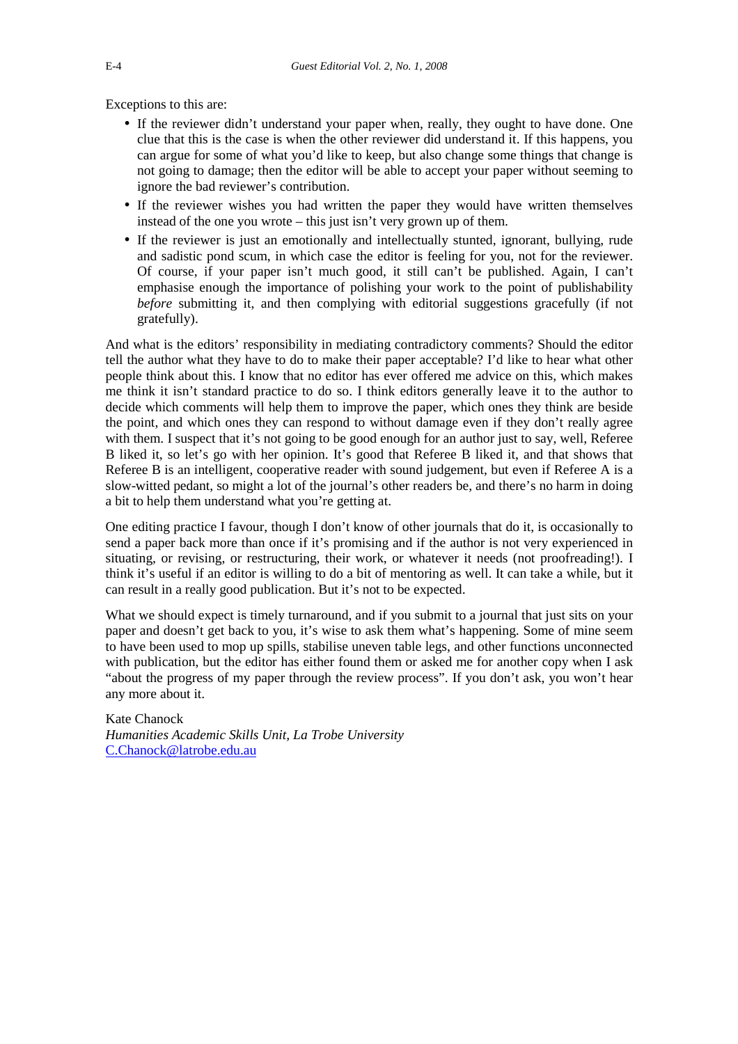Exceptions to this are:

- If the reviewer didn't understand your paper when, really, they ought to have done. One clue that this is the case is when the other reviewer did understand it. If this happens, you can argue for some of what you'd like to keep, but also change some things that change is not going to damage; then the editor will be able to accept your paper without seeming to ignore the bad reviewer's contribution.
- If the reviewer wishes you had written the paper they would have written themselves instead of the one you wrote – this just isn't very grown up of them.
- If the reviewer is just an emotionally and intellectually stunted, ignorant, bullying, rude and sadistic pond scum, in which case the editor is feeling for you, not for the reviewer. Of course, if your paper isn't much good, it still can't be published. Again, I can't emphasise enough the importance of polishing your work to the point of publishability *before* submitting it, and then complying with editorial suggestions gracefully (if not gratefully).

And what is the editors' responsibility in mediating contradictory comments? Should the editor tell the author what they have to do to make their paper acceptable? I'd like to hear what other people think about this. I know that no editor has ever offered me advice on this, which makes me think it isn't standard practice to do so. I think editors generally leave it to the author to decide which comments will help them to improve the paper, which ones they think are beside the point, and which ones they can respond to without damage even if they don't really agree with them. I suspect that it's not going to be good enough for an author just to say, well, Referee B liked it, so let's go with her opinion. It's good that Referee B liked it, and that shows that Referee B is an intelligent, cooperative reader with sound judgement, but even if Referee A is a slow-witted pedant, so might a lot of the journal's other readers be, and there's no harm in doing a bit to help them understand what you're getting at.

One editing practice I favour, though I don't know of other journals that do it, is occasionally to send a paper back more than once if it's promising and if the author is not very experienced in situating, or revising, or restructuring, their work, or whatever it needs (not proofreading!). I think it's useful if an editor is willing to do a bit of mentoring as well. It can take a while, but it can result in a really good publication. But it's not to be expected.

What we should expect is timely turnaround, and if you submit to a journal that just sits on your paper and doesn't get back to you, it's wise to ask them what's happening. Some of mine seem to have been used to mop up spills, stabilise uneven table legs, and other functions unconnected with publication, but the editor has either found them or asked me for another copy when I ask "about the progress of my paper through the review process". If you don't ask, you won't hear any more about it.

Kate Chanock  
*Humanities Academic Skills Unit, La Trobe University*  
C.Chanock@latrobe.edu.au